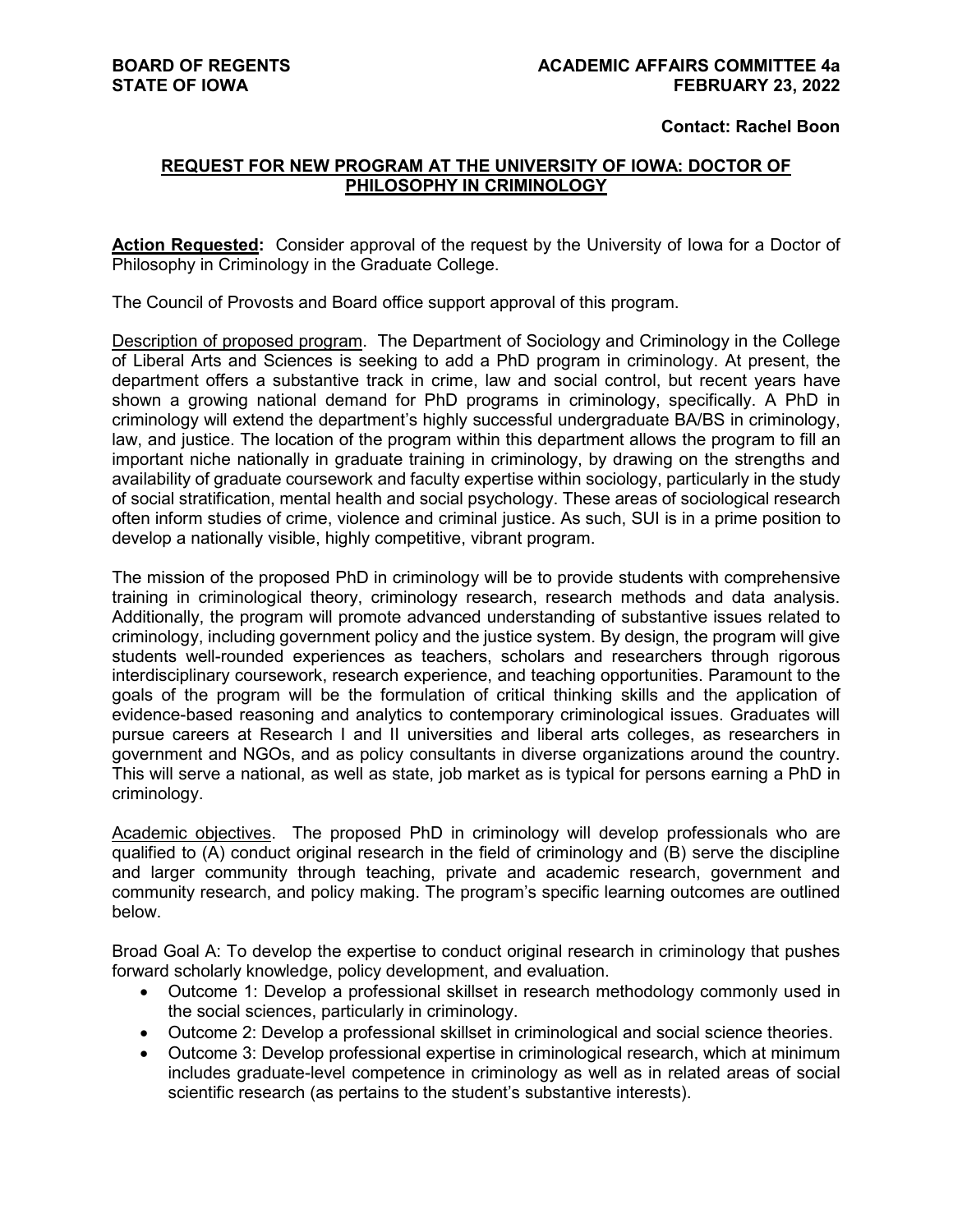**BOARD OF REGENTS**
**STATE OF IOWA**

**ACADEMIC AFFAIRS COMMITTEE 4a**
**FEBRUARY 23, 2022**

**Contact: Rachel Boon**

## REQUEST FOR NEW PROGRAM AT THE UNIVERSITY OF IOWA: DOCTOR OF PHILOSOPHY IN CRIMINOLOGY

**Action Requested:** Consider approval of the request by the University of Iowa for a Doctor of Philosophy in Criminology in the Graduate College.

The Council of Provosts and Board office support approval of this program.

Description of proposed program. The Department of Sociology and Criminology in the College of Liberal Arts and Sciences is seeking to add a PhD program in criminology. At present, the department offers a substantive track in crime, law and social control, but recent years have shown a growing national demand for PhD programs in criminology, specifically. A PhD in criminology will extend the department's highly successful undergraduate BA/BS in criminology, law, and justice. The location of the program within this department allows the program to fill an important niche nationally in graduate training in criminology, by drawing on the strengths and availability of graduate coursework and faculty expertise within sociology, particularly in the study of social stratification, mental health and social psychology. These areas of sociological research often inform studies of crime, violence and criminal justice. As such, SUI is in a prime position to develop a nationally visible, highly competitive, vibrant program.

The mission of the proposed PhD in criminology will be to provide students with comprehensive training in criminological theory, criminology research, research methods and data analysis. Additionally, the program will promote advanced understanding of substantive issues related to criminology, including government policy and the justice system. By design, the program will give students well-rounded experiences as teachers, scholars and researchers through rigorous interdisciplinary coursework, research experience, and teaching opportunities. Paramount to the goals of the program will be the formulation of critical thinking skills and the application of evidence-based reasoning and analytics to contemporary criminological issues. Graduates will pursue careers at Research I and II universities and liberal arts colleges, as researchers in government and NGOs, and as policy consultants in diverse organizations around the country. This will serve a national, as well as state, job market as is typical for persons earning a PhD in criminology.

Academic objectives. The proposed PhD in criminology will develop professionals who are qualified to (A) conduct original research in the field of criminology and (B) serve the discipline and larger community through teaching, private and academic research, government and community research, and policy making. The program's specific learning outcomes are outlined below.

Broad Goal A: To develop the expertise to conduct original research in criminology that pushes forward scholarly knowledge, policy development, and evaluation.

- Outcome 1: Develop a professional skillset in research methodology commonly used in the social sciences, particularly in criminology.
- Outcome 2: Develop a professional skillset in criminological and social science theories.
- Outcome 3: Develop professional expertise in criminological research, which at minimum includes graduate-level competence in criminology as well as in related areas of social scientific research (as pertains to the student's substantive interests).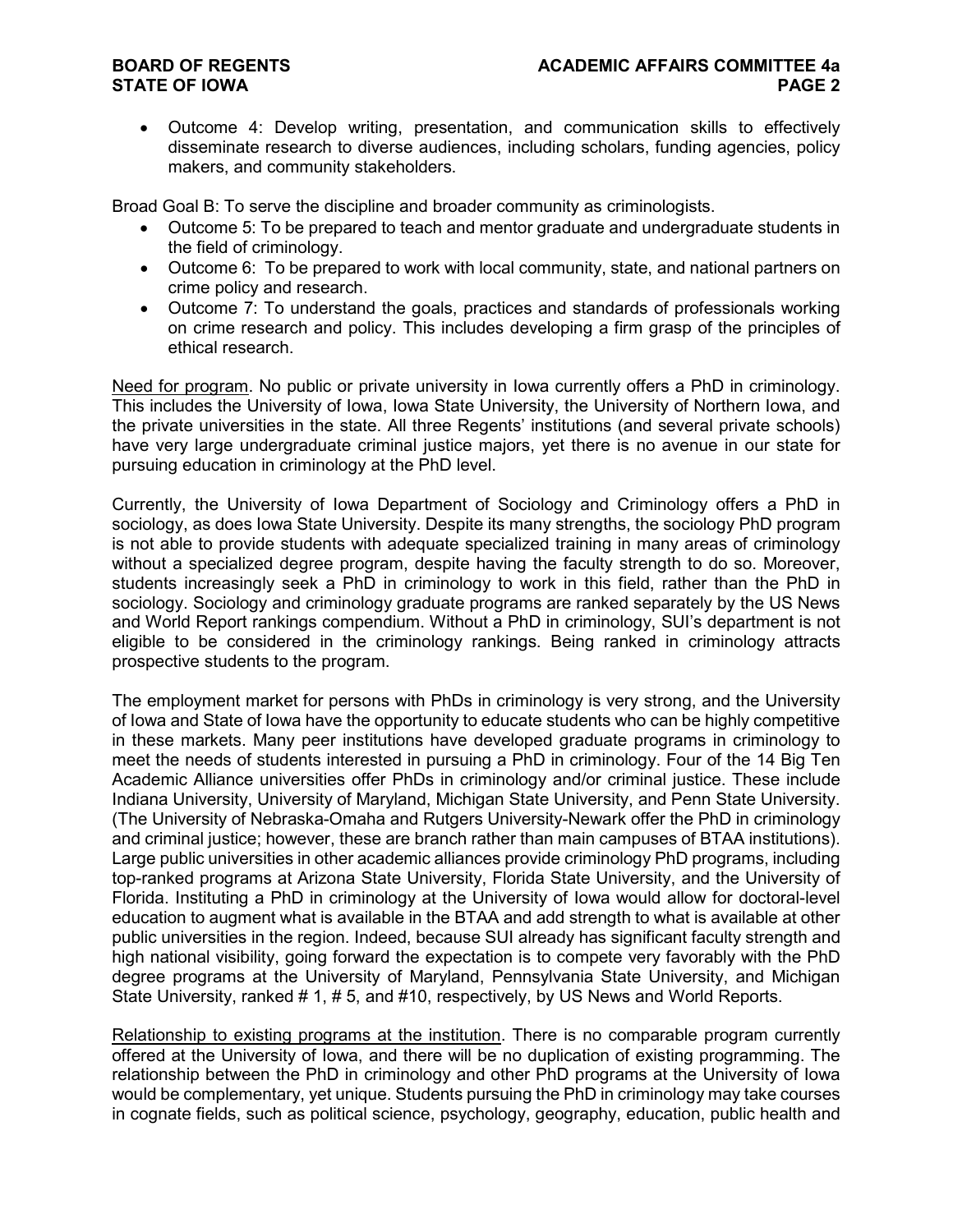- Outcome 4: Develop writing, presentation, and communication skills to effectively disseminate research to diverse audiences, including scholars, funding agencies, policy makers, and community stakeholders.

Broad Goal B: To serve the discipline and broader community as criminologists.

- Outcome 5: To be prepared to teach and mentor graduate and undergraduate students in the field of criminology.
- Outcome 6: To be prepared to work with local community, state, and national partners on crime policy and research.
- Outcome 7: To understand the goals, practices and standards of professionals working on crime research and policy. This includes developing a firm grasp of the principles of ethical research.

<u>Need for program</u>. No public or private university in Iowa currently offers a PhD in criminology. This includes the University of Iowa, Iowa State University, the University of Northern Iowa, and the private universities in the state. All three Regents' institutions (and several private schools) have very large undergraduate criminal justice majors, yet there is no avenue in our state for pursuing education in criminology at the PhD level.

Currently, the University of Iowa Department of Sociology and Criminology offers a PhD in sociology, as does Iowa State University. Despite its many strengths, the sociology PhD program is not able to provide students with adequate specialized training in many areas of criminology without a specialized degree program, despite having the faculty strength to do so. Moreover, students increasingly seek a PhD in criminology to work in this field, rather than the PhD in sociology. Sociology and criminology graduate programs are ranked separately by the US News and World Report rankings compendium. Without a PhD in criminology, SUI's department is not eligible to be considered in the criminology rankings. Being ranked in criminology attracts prospective students to the program.

The employment market for persons with PhDs in criminology is very strong, and the University of Iowa and State of Iowa have the opportunity to educate students who can be highly competitive in these markets. Many peer institutions have developed graduate programs in criminology to meet the needs of students interested in pursuing a PhD in criminology. Four of the 14 Big Ten Academic Alliance universities offer PhDs in criminology and/or criminal justice. These include Indiana University, University of Maryland, Michigan State University, and Penn State University. (The University of Nebraska-Omaha and Rutgers University-Newark offer the PhD in criminology and criminal justice; however, these are branch rather than main campuses of BTAA institutions). Large public universities in other academic alliances provide criminology PhD programs, including top-ranked programs at Arizona State University, Florida State University, and the University of Florida. Instituting a PhD in criminology at the University of Iowa would allow for doctoral-level education to augment what is available in the BTAA and add strength to what is available at other public universities in the region. Indeed, because SUI already has significant faculty strength and high national visibility, going forward the expectation is to compete very favorably with the PhD degree programs at the University of Maryland, Pennsylvania State University, and Michigan State University, ranked # 1, # 5, and #10, respectively, by US News and World Reports.

<u>Relationship to existing programs at the institution</u>. There is no comparable program currently offered at the University of Iowa, and there will be no duplication of existing programming. The relationship between the PhD in criminology and other PhD programs at the University of Iowa would be complementary, yet unique. Students pursuing the PhD in criminology may take courses in cognate fields, such as political science, psychology, geography, education, public health and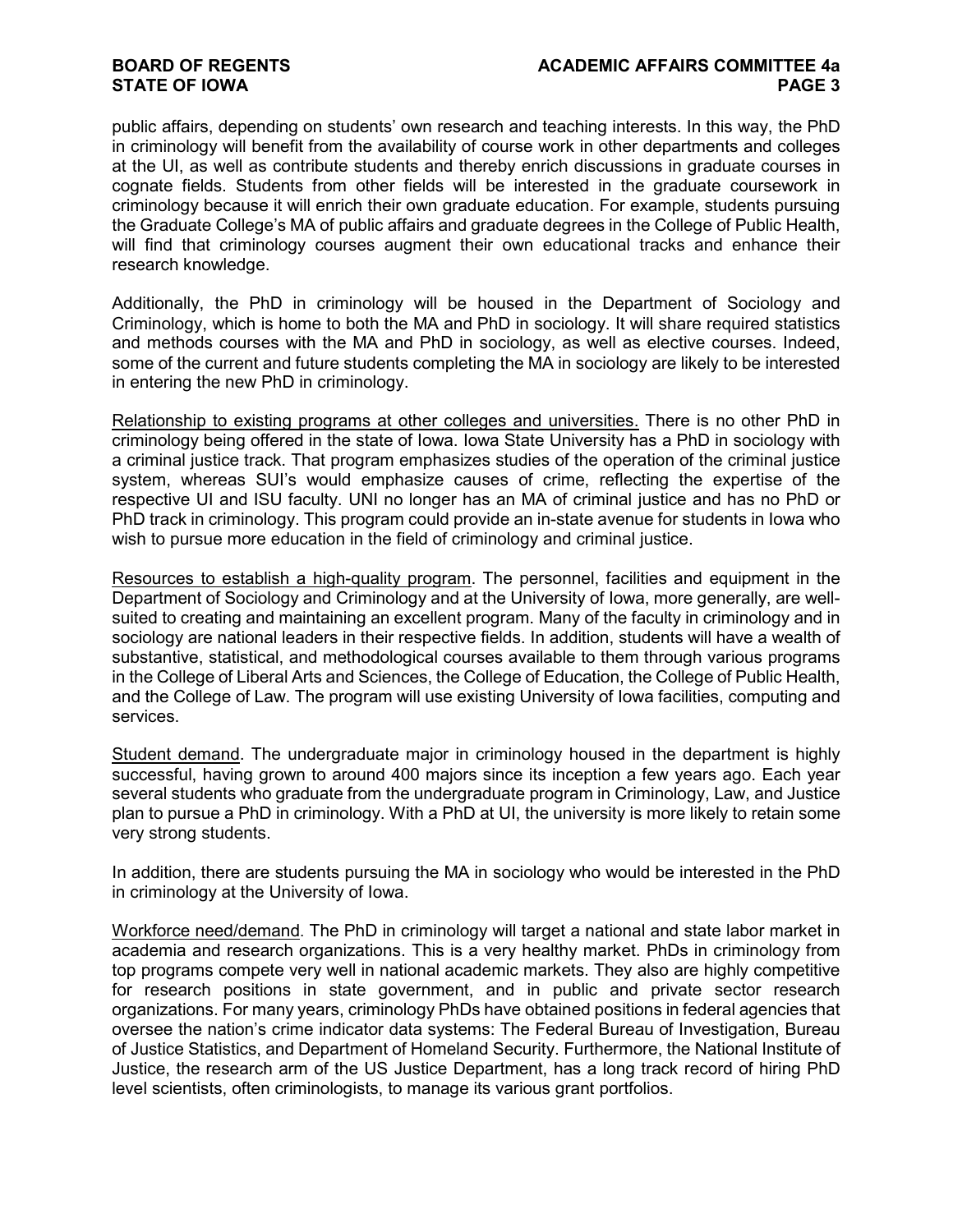public affairs, depending on students' own research and teaching interests. In this way, the PhD in criminology will benefit from the availability of course work in other departments and colleges at the UI, as well as contribute students and thereby enrich discussions in graduate courses in cognate fields. Students from other fields will be interested in the graduate coursework in criminology because it will enrich their own graduate education. For example, students pursuing the Graduate College's MA of public affairs and graduate degrees in the College of Public Health, will find that criminology courses augment their own educational tracks and enhance their research knowledge.

Additionally, the PhD in criminology will be housed in the Department of Sociology and Criminology, which is home to both the MA and PhD in sociology. It will share required statistics and methods courses with the MA and PhD in sociology, as well as elective courses. Indeed, some of the current and future students completing the MA in sociology are likely to be interested in entering the new PhD in criminology.

Relationship to existing programs at other colleges and universities. There is no other PhD in criminology being offered in the state of Iowa. Iowa State University has a PhD in sociology with a criminal justice track. That program emphasizes studies of the operation of the criminal justice system, whereas SUI's would emphasize causes of crime, reflecting the expertise of the respective UI and ISU faculty. UNI no longer has an MA of criminal justice and has no PhD or PhD track in criminology. This program could provide an in-state avenue for students in Iowa who wish to pursue more education in the field of criminology and criminal justice.

Resources to establish a high-quality program. The personnel, facilities and equipment in the Department of Sociology and Criminology and at the University of Iowa, more generally, are well-suited to creating and maintaining an excellent program. Many of the faculty in criminology and in sociology are national leaders in their respective fields. In addition, students will have a wealth of substantive, statistical, and methodological courses available to them through various programs in the College of Liberal Arts and Sciences, the College of Education, the College of Public Health, and the College of Law. The program will use existing University of Iowa facilities, computing and services.

Student demand. The undergraduate major in criminology housed in the department is highly successful, having grown to around 400 majors since its inception a few years ago. Each year several students who graduate from the undergraduate program in Criminology, Law, and Justice plan to pursue a PhD in criminology. With a PhD at UI, the university is more likely to retain some very strong students.

In addition, there are students pursuing the MA in sociology who would be interested in the PhD in criminology at the University of Iowa.

Workforce need/demand. The PhD in criminology will target a national and state labor market in academia and research organizations. This is a very healthy market. PhDs in criminology from top programs compete very well in national academic markets. They also are highly competitive for research positions in state government, and in public and private sector research organizations. For many years, criminology PhDs have obtained positions in federal agencies that oversee the nation's crime indicator data systems: The Federal Bureau of Investigation, Bureau of Justice Statistics, and Department of Homeland Security. Furthermore, the National Institute of Justice, the research arm of the US Justice Department, has a long track record of hiring PhD level scientists, often criminologists, to manage its various grant portfolios.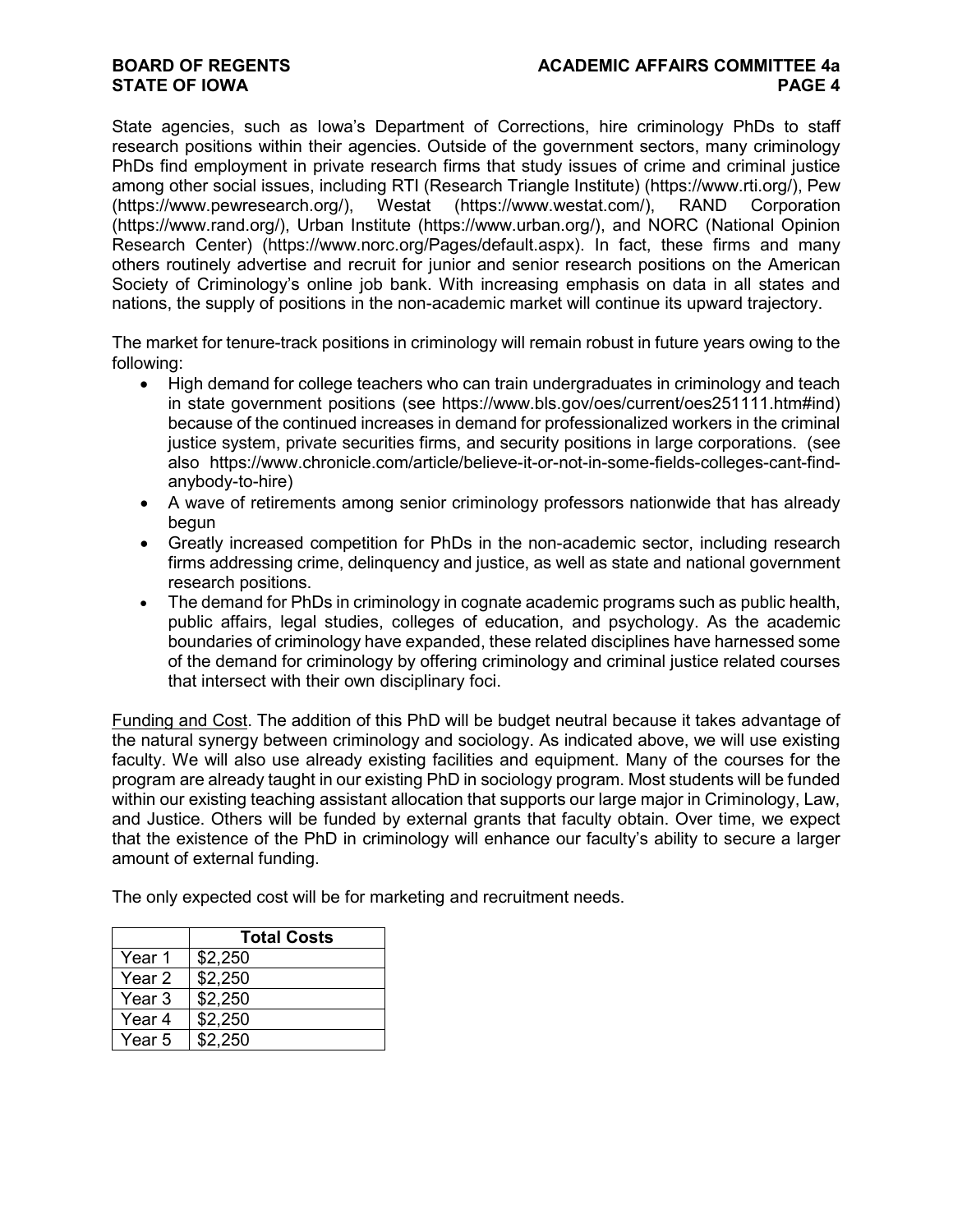State agencies, such as Iowa's Department of Corrections, hire criminology PhDs to staff research positions within their agencies. Outside of the government sectors, many criminology PhDs find employment in private research firms that study issues of crime and criminal justice among other social issues, including RTI (Research Triangle Institute) (https://www.rti.org/), Pew (https://www.pewresearch.org/), Westat (https://www.westat.com/), RAND Corporation (https://www.rand.org/), Urban Institute (https://www.urban.org/), and NORC (National Opinion Research Center) (https://www.norc.org/Pages/default.aspx). In fact, these firms and many others routinely advertise and recruit for junior and senior research positions on the American Society of Criminology's online job bank. With increasing emphasis on data in all states and nations, the supply of positions in the non-academic market will continue its upward trajectory.

The market for tenure-track positions in criminology will remain robust in future years owing to the following:

- High demand for college teachers who can train undergraduates in criminology and teach in state government positions (see https://www.bls.gov/oes/current/oes251111.htm#ind) because of the continued increases in demand for professionalized workers in the criminal justice system, private securities firms, and security positions in large corporations. (see also https://www.chronicle.com/article/believe-it-or-not-in-some-fields-colleges-cant-find-anybody-to-hire)
- A wave of retirements among senior criminology professors nationwide that has already begun
- Greatly increased competition for PhDs in the non-academic sector, including research firms addressing crime, delinquency and justice, as well as state and national government research positions.
- The demand for PhDs in criminology in cognate academic programs such as public health, public affairs, legal studies, colleges of education, and psychology. As the academic boundaries of criminology have expanded, these related disciplines have harnessed some of the demand for criminology by offering criminology and criminal justice related courses that intersect with their own disciplinary foci.

Funding and Cost. The addition of this PhD will be budget neutral because it takes advantage of the natural synergy between criminology and sociology. As indicated above, we will use existing faculty. We will also use already existing facilities and equipment. Many of the courses for the program are already taught in our existing PhD in sociology program. Most students will be funded within our existing teaching assistant allocation that supports our large major in Criminology, Law, and Justice. Others will be funded by external grants that faculty obtain. Over time, we expect that the existence of the PhD in criminology will enhance our faculty's ability to secure a larger amount of external funding.

The only expected cost will be for marketing and recruitment needs.

| | Total Costs |
|---|---|
| Year 1 | $2,250 |
| Year 2 | $2,250 |
| Year 3 | $2,250 |
| Year 4 | $2,250 |
| Year 5 | $2,250 |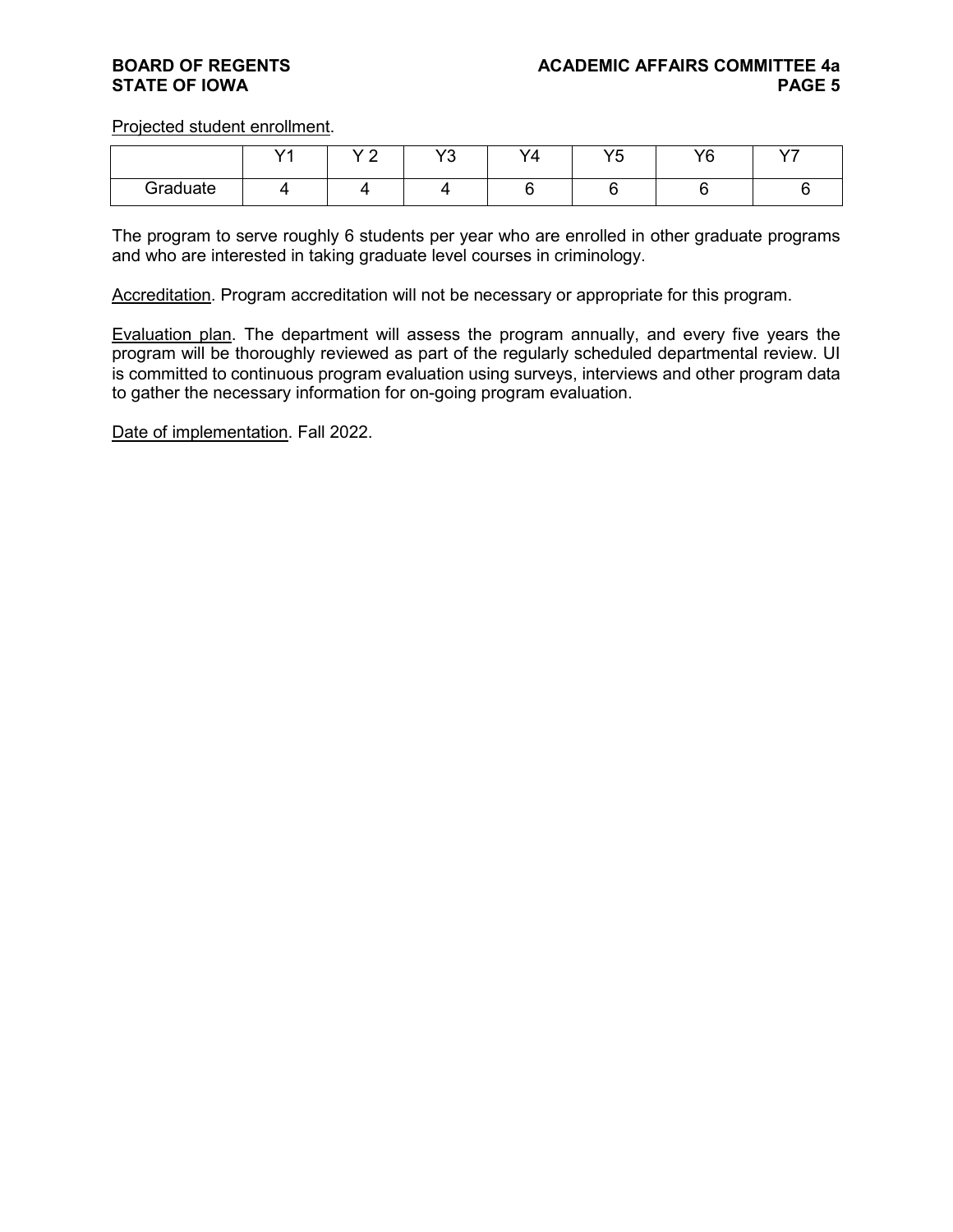Projected student enrollment.

| | Y1 | Y 2 | Y3 | Y4 | Y5 | Y6 | Y7 |
|---|---|---|---|---|---|---|---|
| Graduate | 4 | 4 | 4 | 6 | 6 | 6 | 6 |

The program to serve roughly 6 students per year who are enrolled in other graduate programs and who are interested in taking graduate level courses in criminology.

Accreditation. Program accreditation will not be necessary or appropriate for this program.

Evaluation plan. The department will assess the program annually, and every five years the program will be thoroughly reviewed as part of the regularly scheduled departmental review. UI is committed to continuous program evaluation using surveys, interviews and other program data to gather the necessary information for on-going program evaluation.

Date of implementation. Fall 2022.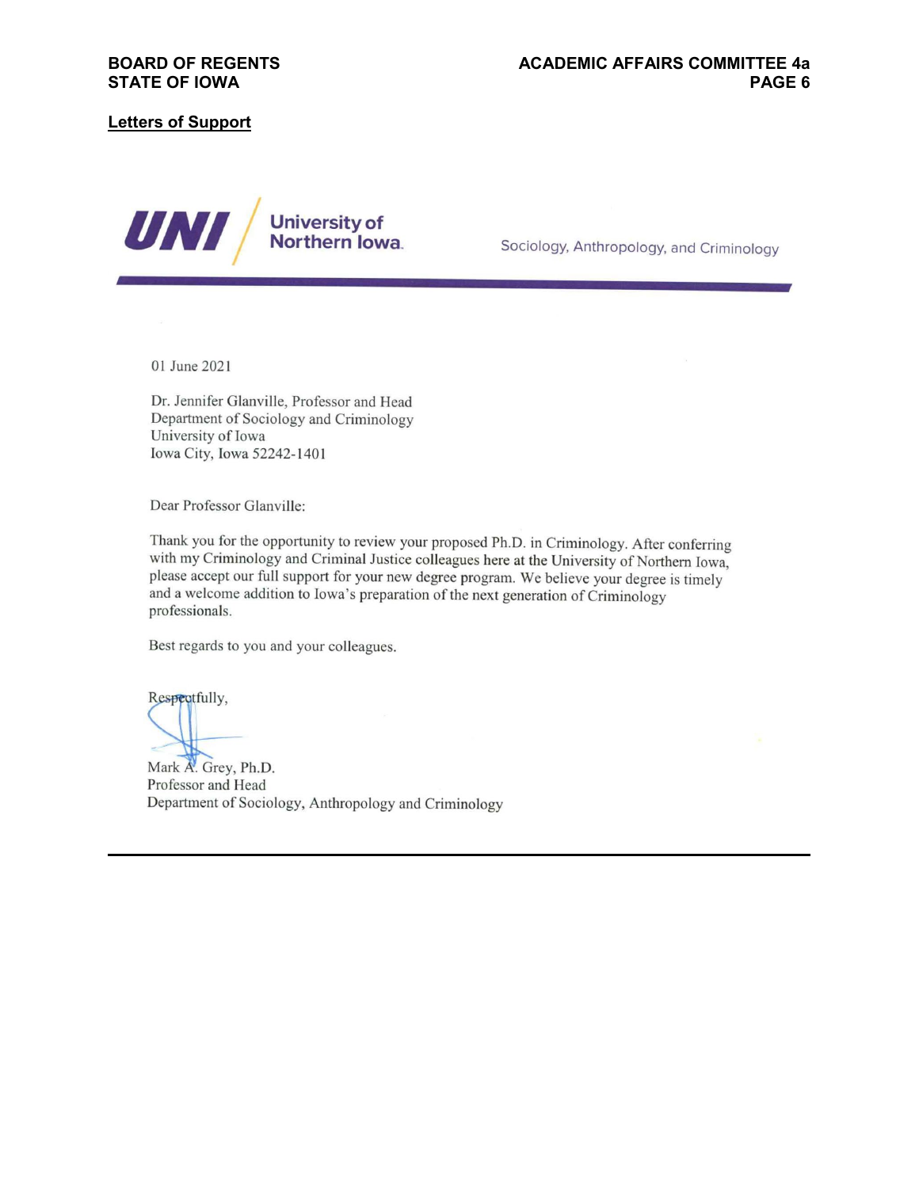**Letters of Support**

**UNI** University of Northern Iowa — Sociology, Anthropology, and Criminology

01 June 2021

Dr. Jennifer Glanville, Professor and Head
Department of Sociology and Criminology
University of Iowa
Iowa City, Iowa 52242-1401

Dear Professor Glanville:

Thank you for the opportunity to review your proposed Ph.D. in Criminology. After conferring with my Criminology and Criminal Justice colleagues here at the University of Northern Iowa, please accept our full support for your new degree program. We believe your degree is timely and a welcome addition to Iowa's preparation of the next generation of Criminology professionals.

Best regards to you and your colleagues.

Respectfully,

Mark A. Grey, Ph.D.
Professor and Head
Department of Sociology, Anthropology and Criminology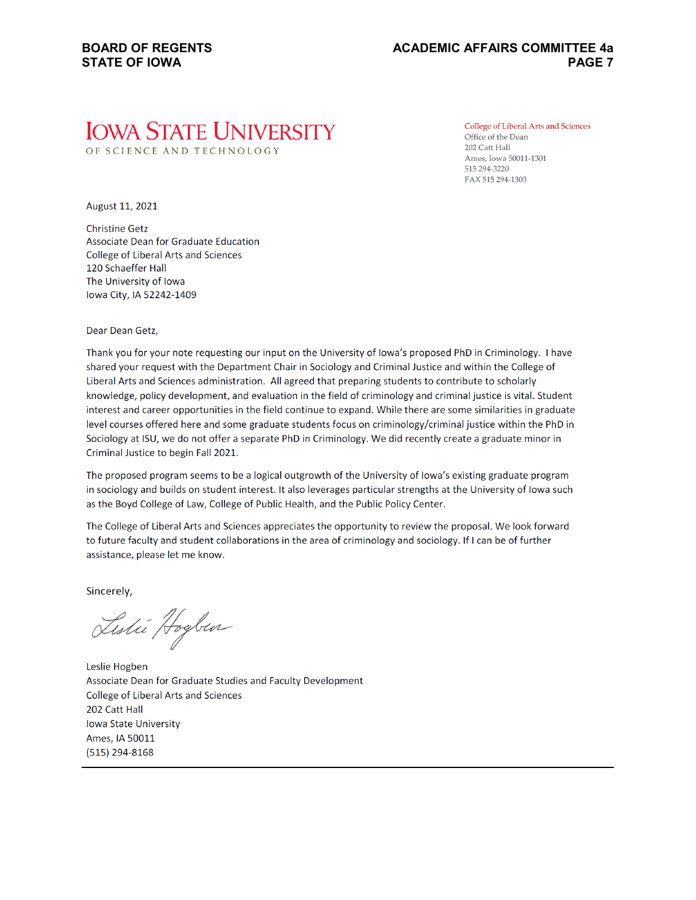**IOWA STATE UNIVERSITY**
OF SCIENCE AND TECHNOLOGY

College of Liberal Arts and Sciences
Office of the Dean
202 Catt Hall
Ames, Iowa 50011-1301
515 294-3220
FAX 515 294-1303

August 11, 2021

Christine Getz
Associate Dean for Graduate Education
College of Liberal Arts and Sciences
120 Schaeffer Hall
The University of Iowa
Iowa City, IA 52242-1409

Dear Dean Getz,

Thank you for your note requesting our input on the University of Iowa's proposed PhD in Criminology. I have shared your request with the Department Chair in Sociology and Criminal Justice and within the College of Liberal Arts and Sciences administration. All agreed that preparing students to contribute to scholarly knowledge, policy development, and evaluation in the field of criminology and criminal justice is vital. Student interest and career opportunities in the field continue to expand. While there are some similarities in graduate level courses offered here and some graduate students focus on criminology/criminal justice within the PhD in Sociology at ISU, we do not offer a separate PhD in Criminology. We did recently create a graduate minor in Criminal Justice to begin Fall 2021.

The proposed program seems to be a logical outgrowth of the University of Iowa's existing graduate program in sociology and builds on student interest. It also leverages particular strengths at the University of Iowa such as the Boyd College of Law, College of Public Health, and the Public Policy Center.

The College of Liberal Arts and Sciences appreciates the opportunity to review the proposal. We look forward to future faculty and student collaborations in the area of criminology and sociology. If I can be of further assistance, please let me know.

Sincerely,

Leslie Hogben

Leslie Hogben
Associate Dean for Graduate Studies and Faculty Development
College of Liberal Arts and Sciences
202 Catt Hall
Iowa State University
Ames, IA 50011
(515) 294-8168